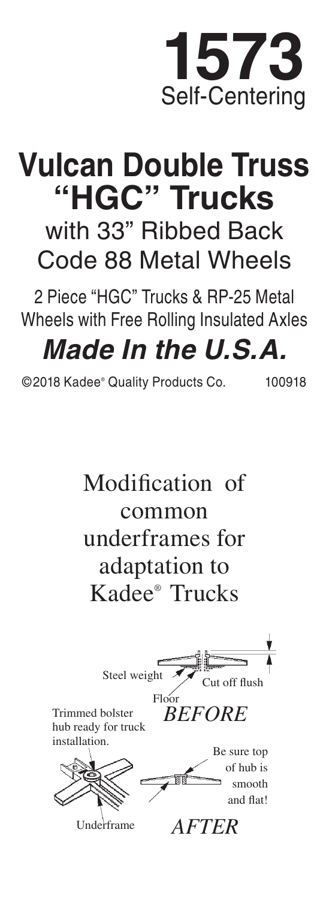# 1573

Self-Centering

# Vulcan Double Truss "HGC" Trucks

## with 33" Ribbed Back Code 88 Metal Wheels

2 Piece "HGC" Trucks & RP-25 Metal Wheels with Free Rolling Insulated Axles

## *Made In the U.S.A.*

©2018 Kadee® Quality Products Co. 100918

## Modification of common underframes for adaptation to Kadee® Trucks

Steel weight

Cut off flush

Floor

*BEFORE*

Trimmed bolster hub ready for truck installation.

Be sure top of hub is smooth and flat!

Underframe

*AFTER*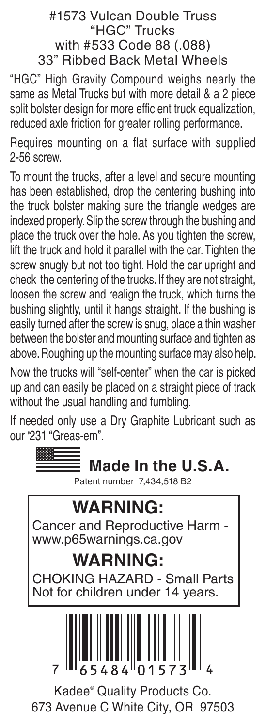# #1573 Vulcan Double Truss "HGC" Trucks with #533 Code 88 (.088) 33" Ribbed Back Metal Wheels

"HGC" High Gravity Compound weighs nearly the same as Metal Trucks but with more detail & a 2 piece split bolster design for more efficient truck equalization, reduced axle friction for greater rolling performance.

Requires mounting on a flat surface with supplied 2-56 screw.

To mount the trucks, after a level and secure mounting has been established, drop the centering bushing into the truck bolster making sure the triangle wedges are indexed properly. Slip the screw through the bushing and place the truck over the hole. As you tighten the screw, lift the truck and hold it parallel with the car. Tighten the screw snugly but not too tight. Hold the car upright and check the centering of the trucks. If they are not straight, loosen the screw and realign the truck, which turns the bushing slightly, until it hangs straight. If the bushing is easily turned after the screw is snug, place a thin washer between the bolster and mounting surface and tighten as above. Roughing up the mounting surface may also help.

Now the trucks will "self-center" when the car is picked up and can easily be placed on a straight piece of track without the usual handling and fumbling.

If needed only use a Dry Graphite Lubricant such as our #231 "Greas-em".

**Made In the U.S.A.**

Patent number 7,434,518 B2

## WARNING:

Cancer and Reproductive Harm - www.p65warnings.ca.gov

## WARNING:

CHOKING HAZARD - Small Parts Not for children under 14 years.

7 65484 01573 4

Kadee® Quality Products Co.
673 Avenue C White City, OR 97503